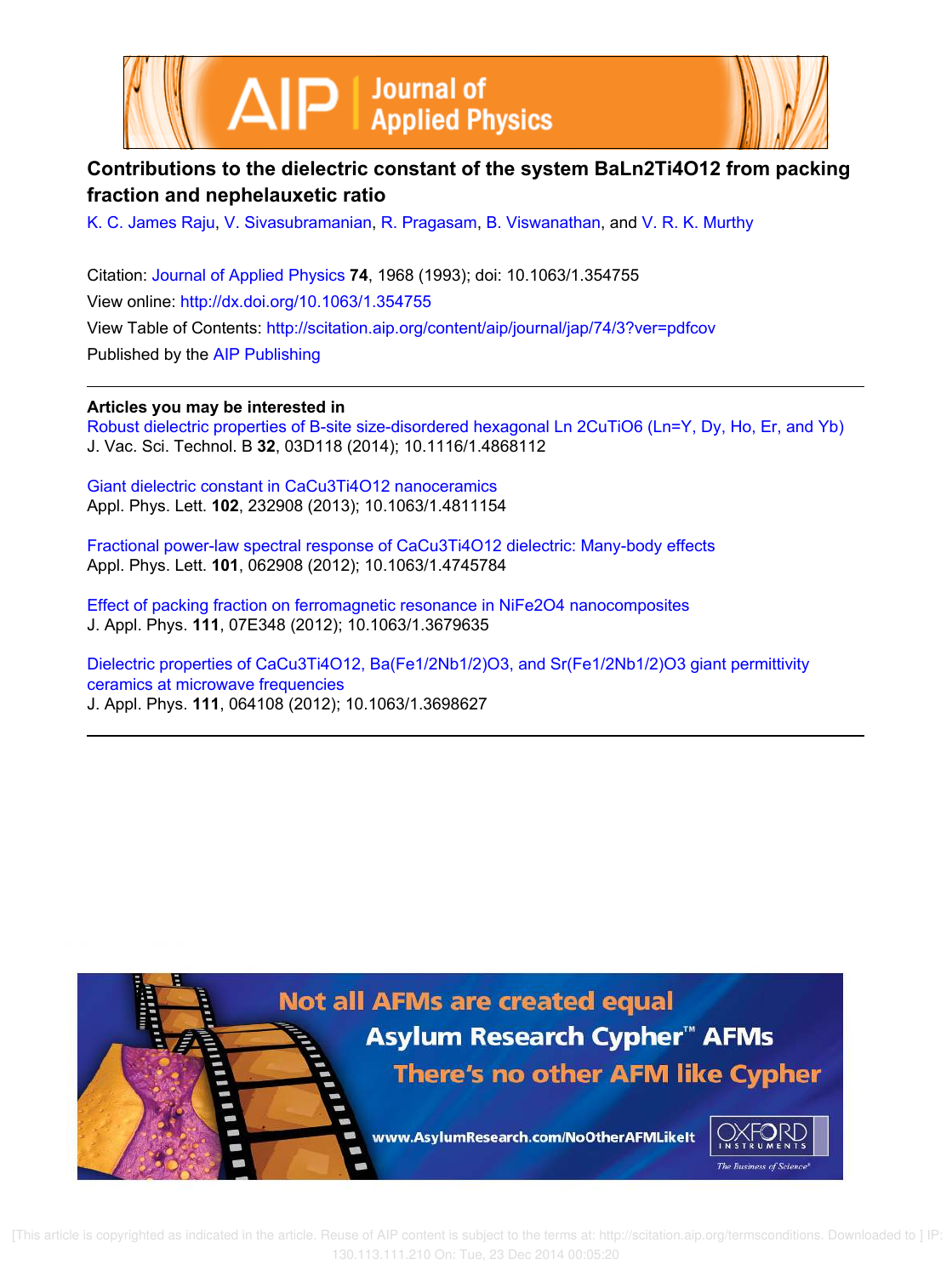# Contributions to the dielectric constant of the system BaLn2Ti4O12 from packing fraction and nephelauxetic ratio

K. C. James Raju, V. Sivasubramanian, R. Pragasam, B. Viswanathan, and V. R. K. Murthy

Citation: Journal of Applied Physics **74**, 1968 (1993); doi: 10.1063/1.354755

View online: http://dx.doi.org/10.1063/1.354755

View Table of Contents: http://scitation.aip.org/content/aip/journal/jap/74/3?ver=pdfcov

Published by the AIP Publishing

---

**Articles you may be interested in**

Robust dielectric properties of B-site size-disordered hexagonal Ln 2CuTiO6 (Ln=Y, Dy, Ho, Er, and Yb)
J. Vac. Sci. Technol. B **32**, 03D118 (2014); 10.1116/1.4868112

Giant dielectric constant in CaCu3Ti4O12 nanoceramics
Appl. Phys. Lett. **102**, 232908 (2013); 10.1063/1.4811154

Fractional power-law spectral response of CaCu3Ti4O12 dielectric: Many-body effects
Appl. Phys. Lett. **101**, 062908 (2012); 10.1063/1.4745784

Effect of packing fraction on ferromagnetic resonance in NiFe2O4 nanocomposites
J. Appl. Phys. **111**, 07E348 (2012); 10.1063/1.3679635

Dielectric properties of CaCu3Ti4O12, Ba(Fe1/2Nb1/2)O3, and Sr(Fe1/2Nb1/2)O3 giant permittivity ceramics at microwave frequencies
J. Appl. Phys. **111**, 064108 (2012); 10.1063/1.3698627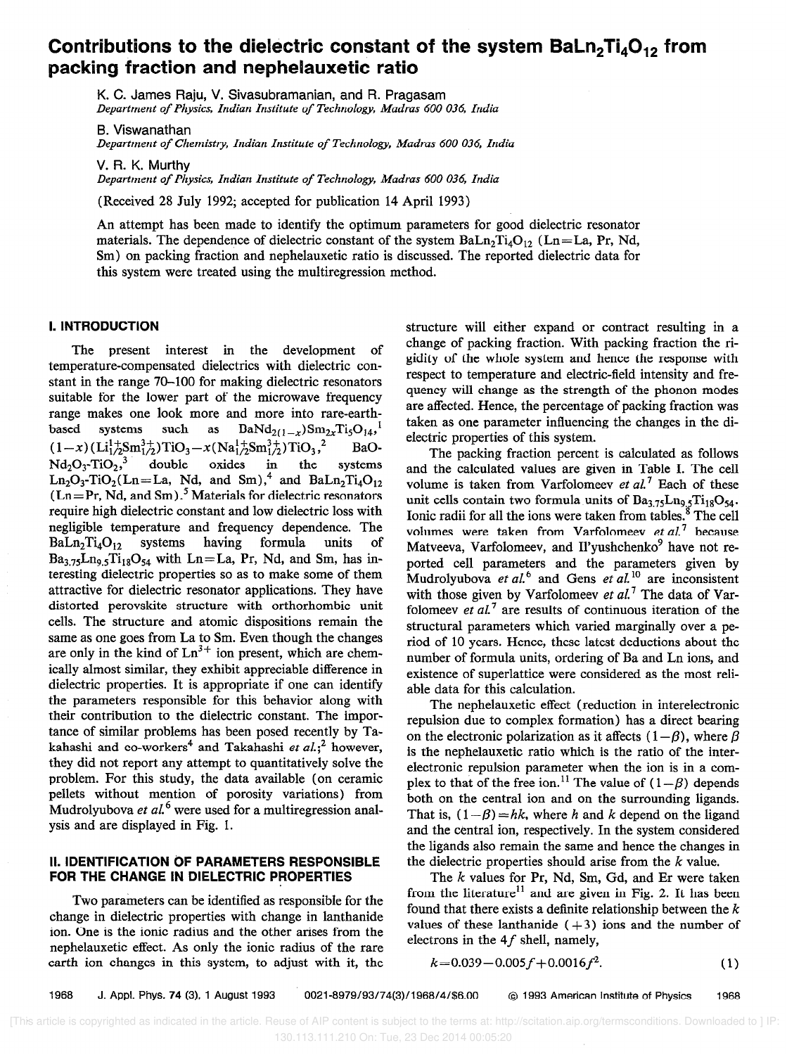# Contributions to the dielectric constant of the system $BaLn_2Ti_4O_{12}$ from packing fraction and nephelauxetic ratio

K. C. James Raju, V. Sivasubramanian, and R. Pragasam
*Department of Physics, Indian Institute of Technology, Madras 600 036, India*

B. Viswanathan
*Department of Chemistry, Indian Institute of Technology, Madras 600 036, India*

V. R. K. Murthy
*Department of Physics, Indian Institute of Technology, Madras 600 036, India*

(Received 28 July 1992; accepted for publication 14 April 1993)

An attempt has been made to identify the optimum parameters for good dielectric resonator materials. The dependence of dielectric constant of the system $BaLn_2Ti_4O_{12}$ (Ln=La, Pr, Nd, Sm) on packing fraction and nephelauxetic ratio is discussed. The reported dielectric data for this system were treated using the multiregression method.

## I. INTRODUCTION

The present interest in the development of temperature-compensated dielectrics with dielectric constant in the range 70–100 for making dielectric resonators suitable for the lower part of the microwave frequency range makes one look more and more into rare-earth-based systems such as $BaNd_{2(1-x)}Sm_{2x}Ti_5O_{14}$,[1] $(1-x)(Li^{1+}_{1/2}Sm^{3+}_{1/2})TiO_3-x(Na^{1+}_{1/2}Sm^{3+}_{1/2})TiO_3$,[2] BaO-$Nd_2O_3$-$TiO_2$,[3] double oxides in the systems $Ln_2O_3$-$TiO_2$(Ln=La, Nd, and Sm),[4] and $BaLn_2Ti_4O_{12}$ (Ln=Pr, Nd, and Sm).[5] Materials for dielectric resonators require high dielectric constant and low dielectric loss with negligible temperature and frequency dependence. The $BaLn_2Ti_4O_{12}$ systems having formula units of $Ba_{3.75}Ln_{9.5}Ti_{18}O_{54}$ with Ln=La, Pr, Nd, and Sm, has interesting dielectric properties so as to make some of them attractive for dielectric resonator applications. They have distorted perovskite structure with orthorhombic unit cells. The structure and atomic dispositions remain the same as one goes from La to Sm. Even though the changes are only in the kind of $Ln^{3+}$ ion present, which are chemically almost similar, they exhibit appreciable difference in dielectric properties. It is appropriate if one can identify the parameters responsible for this behavior along with their contribution to the dielectric constant. The importance of similar problems has been posed recently by Takahashi and co-workers[4] and Takahashi *et al.*;[2] however, they did not report any attempt to quantitatively solve the problem. For this study, the data available (on ceramic pellets without mention of porosity variations) from Mudrolyubova *et al.*[6] were used for a multiregression analysis and are displayed in Fig. 1.

## II. IDENTIFICATION OF PARAMETERS RESPONSIBLE FOR THE CHANGE IN DIELECTRIC PROPERTIES

Two parameters can be identified as responsible for the change in dielectric properties with change in lanthanide ion. One is the ionic radius and the other arises from the nephelauxetic effect. As only the ionic radius of the rare earth ion changes in this system, to adjust with it, the structure will either expand or contract resulting in a change of packing fraction. With packing fraction the rigidity of the whole system and hence the response with respect to temperature and electric-field intensity and frequency will change as the strength of the phonon modes are affected. Hence, the percentage of packing fraction was taken as one parameter influencing the changes in the dielectric properties of this system.

The packing fraction percent is calculated as follows and the calculated values are given in Table I. The cell volume is taken from Varfolomeev *et al.*[7] Each of these unit cells contain two formula units of $Ba_{3.75}Ln_{9.5}Ti_{18}O_{54}$. Ionic radii for all the ions were taken from tables.[8] The cell volumes were taken from Varfolomeev *et al.*[7] because Matveeva, Varfolomeev, and Il'yushchenko[9] have not reported cell parameters and the parameters given by Mudrolyubova *et al.*[6] and Gens *et al.*[10] are inconsistent with those given by Varfolomeev *et al.*[7] The data of Varfolomeev *et al.*[7] are results of continuous iteration of the structural parameters which varied marginally over a period of 10 years. Hence, these latest deductions about the number of formula units, ordering of Ba and Ln ions, and existence of superlattice were considered as the most reliable data for this calculation.

The nephelauxetic effect (reduction in interelectronic repulsion due to complex formation) has a direct bearing on the electronic polarization as it affects $(1-\beta)$, where $\beta$ is the nephelauxetic ratio which is the ratio of the interelectronic repulsion parameter when the ion is in a complex to that of the free ion.[11] The value of $(1-\beta)$ depends both on the central ion and on the surrounding ligands. That is, $(1-\beta)=hk$, where $h$ and $k$ depend on the ligand and the central ion, respectively. In the system considered the ligands also remain the same and hence the changes in the dielectric properties should arise from the $k$ value.

The $k$ values for Pr, Nd, Sm, Gd, and Er were taken from the literature[11] and are given in Fig. 2. It has been found that there exists a definite relationship between the $k$ values of these lanthanide (+3) ions and the number of electrons in the $4f$ shell, namely,

$$k=0.039-0.005f+0.0016f^2. \tag{1}$$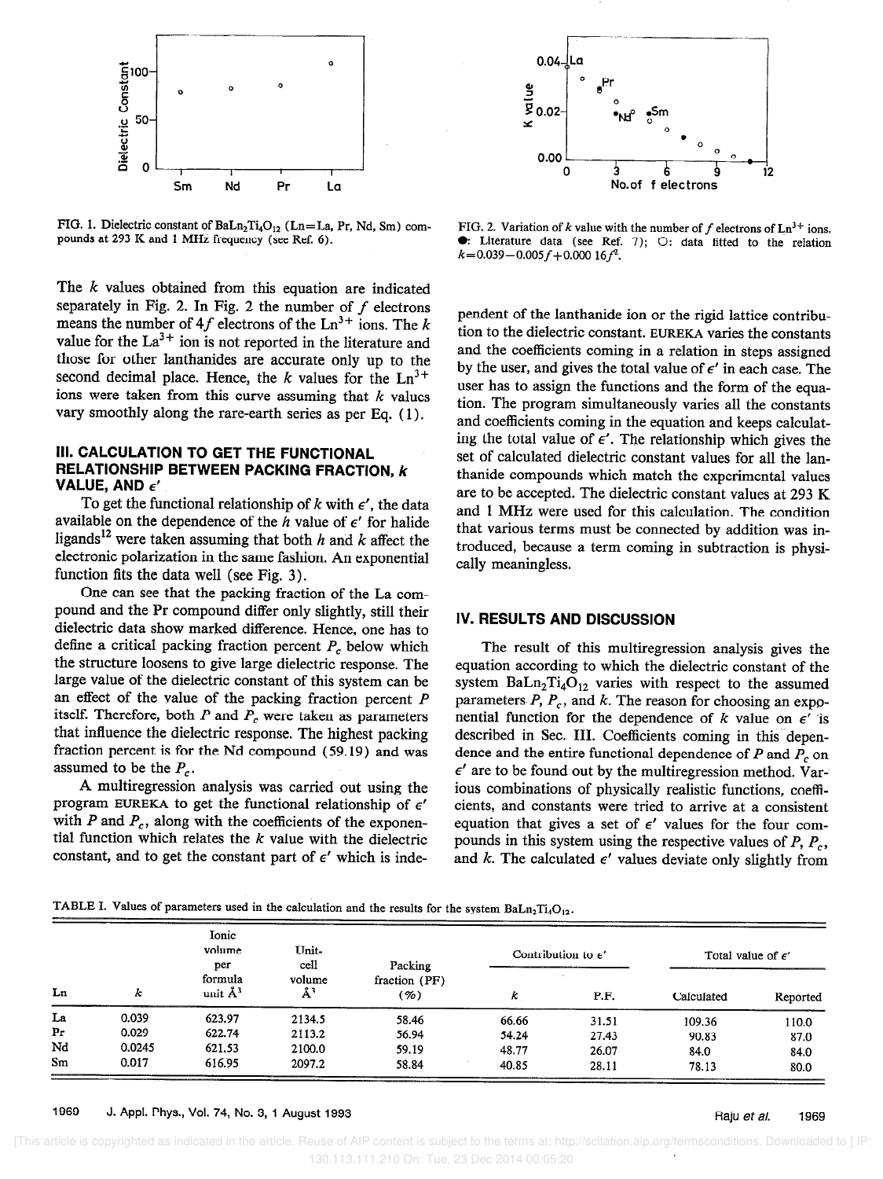FIG. 1. Dielectric constant of $BaLn_2Ti_4O_{12}$ (Ln=La, Pr, Nd, Sm) compounds at 293 K and 1 MHz frequency (see Ref. 6).

FIG. 2. Variation of $k$ value with the number of $f$ electrons of $Ln^{3+}$ ions. ●: Literature data (see Ref. 7); ○: data fitted to the relation $k=0.039-0.005f+0.000\,16f^2$.

The $k$ values obtained from this equation are indicated separately in Fig. 2. In Fig. 2 the number of $f$ electrons means the number of $4f$ electrons of the $Ln^{3+}$ ions. The $k$ value for the $La^{3+}$ ion is not reported in the literature and those for other lanthanides are accurate only up to the second decimal place. Hence, the $k$ values for the $Ln^{3+}$ ions were taken from this curve assuming that $k$ values vary smoothly along the rare-earth series as per Eq. (1).

## III. CALCULATION TO GET THE FUNCTIONAL RELATIONSHIP BETWEEN PACKING FRACTION, $k$ VALUE, AND $\epsilon'$

To get the functional relationship of $k$ with $\epsilon'$, the data available on the dependence of the $h$ value of $\epsilon'$ for halide ligands[12] were taken assuming that both $h$ and $k$ affect the electronic polarization in the same fashion. An exponential function fits the data well (see Fig. 3).

One can see that the packing fraction of the La compound and the Pr compound differ only slightly, still their dielectric data show marked difference. Hence, one has to define a critical packing fraction percent $P_c$ below which the structure loosens to give large dielectric response. The large value of the dielectric constant of this system can be an effect of the value of the packing fraction percent $P$ itself. Therefore, both $P$ and $P_c$ were taken as parameters that influence the dielectric response. The highest packing fraction percent is for the Nd compound (59.19) and was assumed to be the $P_c$.

A multiregression analysis was carried out using the program EUREKA to get the functional relationship of $\epsilon'$ with $P$ and $P_c$, along with the coefficients of the exponential function which relates the $k$ value with the dielectric constant, and to get the constant part of $\epsilon'$ which is independent of the lanthanide ion or the rigid lattice contribution to the dielectric constant. EUREKA varies the constants and the coefficients coming in a relation in steps assigned by the user, and gives the total value of $\epsilon'$ in each case. The user has to assign the functions and the form of the equation. The program simultaneously varies all the constants and coefficients coming in the equation and keeps calculating the total value of $\epsilon'$. The relationship which gives the set of calculated dielectric constant values for all the lanthanide compounds which match the experimental values are to be accepted. The dielectric constant values at 293 K and 1 MHz were used for this calculation. The condition that various terms must be connected by addition was introduced, because a term coming in subtraction is physically meaningless.

## IV. RESULTS AND DISCUSSION

The result of this multiregression analysis gives the equation according to which the dielectric constant of the system $BaLn_2Ti_4O_{12}$ varies with respect to the assumed parameters $P$, $P_c$, and $k$. The reason for choosing an exponential function for the dependence of $k$ value on $\epsilon'$ is described in Sec. III. Coefficients coming in this dependence and the entire functional dependence of $P$ and $P_c$ on $\epsilon'$ are to be found out by the multiregression method. Various combinations of physically realistic functions, coefficients, and constants were tried to arrive at a consistent equation that gives a set of $\epsilon'$ values for the four compounds in this system using the respective values of $P$, $P_c$, and $k$. The calculated $\epsilon'$ values deviate only slightly from

TABLE I. Values of parameters used in the calculation and the results for the system $BaLn_2Ti_4O_{12}$.

| Ln | $k$ | Ionic volume per formula unit Å$^3$ | Unit-cell volume Å$^3$ | Packing fraction (PF) (%) | Contribution to $\epsilon'$ | | Total value of $\epsilon'$ | |
|---|---|---|---|---|---|---|---|---|
| | | | | | $k$ | P.F. | Calculated | Reported |
| La | 0.039 | 623.97 | 2134.5 | 58.46 | 66.66 | 31.51 | 109.36 | 110.0 |
| Pr | 0.029 | 622.74 | 2113.2 | 56.94 | 54.24 | 27.43 | 90.83 | 87.0 |
| Nd | 0.0245 | 621.53 | 2100.0 | 59.19 | 48.77 | 26.07 | 84.0 | 84.0 |
| Sm | 0.017 | 616.95 | 2097.2 | 58.84 | 40.85 | 28.11 | 78.13 | 80.0 |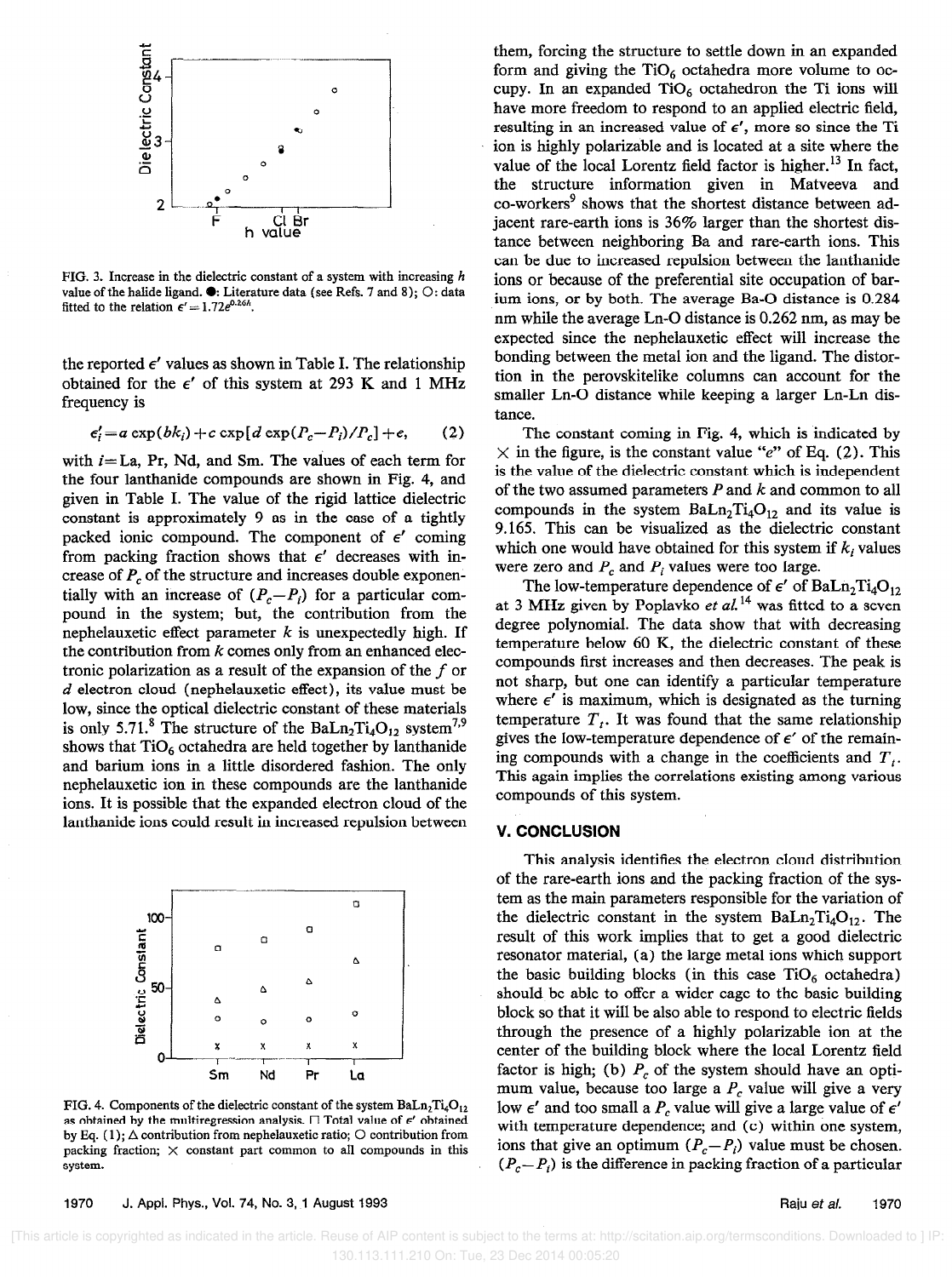FIG. 3. Increase in the dielectric constant of a system with increasing $h$ value of the halide ligand. ●: Literature data (see Refs. 7 and 8); ○: data fitted to the relation $\epsilon' = 1.72e^{0.26h}$.

the reported $\epsilon'$ values as shown in Table I. The relationship obtained for the $\epsilon'$ of this system at 293 K and 1 MHz frequency is

$$\epsilon_i' = a\exp(bk_i) + c\exp[d\exp(P_c - P_i)/P_c] + e, \qquad (2)$$

with $i$ = La, Pr, Nd, and Sm. The values of each term for the four lanthanide compounds are shown in Fig. 4, and given in Table I. The value of the rigid lattice dielectric constant is approximately 9 as in the case of a tightly packed ionic compound. The component of $\epsilon'$ coming from packing fraction shows that $\epsilon'$ decreases with increase of $P_c$ of the structure and increases double exponentially with an increase of $(P_c - P_i)$ for a particular compound in the system; but, the contribution from the nephelauxetic effect parameter $k$ is unexpectedly high. If the contribution from $k$ comes only from an enhanced electronic polarization as a result of the expansion of the $f$ or $d$ electron cloud (nephelauxetic effect), its value must be low, since the optical dielectric constant of these materials is only 5.71.[8] The structure of the $BaLn_2Ti_4O_{12}$ system[7,9] shows that $TiO_6$ octahedra are held together by lanthanide and barium ions in a little disordered fashion. The only nephelauxetic ion in these compounds are the lanthanide ions. It is possible that the expanded electron cloud of the lanthanide ions could result in increased repulsion between them, forcing the structure to settle down in an expanded form and giving the $TiO_6$ octahedra more volume to occupy. In an expanded $TiO_6$ octahedron the Ti ions will have more freedom to respond to an applied electric field, resulting in an increased value of $\epsilon'$, more so since the Ti ion is highly polarizable and is located at a site where the value of the local Lorentz field factor is higher.[13] In fact, the structure information given in Matveeva and co-workers[9] shows that the shortest distance between adjacent rare-earth ions is 36% larger than the shortest distance between neighboring Ba and rare-earth ions. This can be due to increased repulsion between the lanthanide ions or because of the preferential site occupation of barium ions, or by both. The average Ba-O distance is 0.284 nm while the average Ln-O distance is 0.262 nm, as may be expected since the nephelauxetic effect will increase the bonding between the metal ion and the ligand. The distortion in the perovskitelike columns can account for the smaller Ln-O distance while keeping a larger Ln-Ln distance.

FIG. 4. Components of the dielectric constant of the system $BaLn_2Ti_4O_{12}$ as obtained by the multiregression analysis. □ Total value of $\epsilon'$ obtained by Eq. (1); △ contribution from nephelauxetic ratio; ○ contribution from packing fraction; × constant part common to all compounds in this system.

The constant coming in Fig. 4, which is indicated by × in the figure, is the constant value "$e$" of Eq. (2). This is the value of the dielectric constant which is independent of the two assumed parameters $P$ and $k$ and common to all compounds in the system $BaLn_2Ti_4O_{12}$ and its value is 9.165. This can be visualized as the dielectric constant which one would have obtained for this system if $k_i$ values were zero and $P_c$ and $P_i$ values were too large.

The low-temperature dependence of $\epsilon'$ of $BaLn_2Ti_4O_{12}$ at 3 MHz given by Poplavko *et al.*[14] was fitted to a seven degree polynomial. The data show that with decreasing temperature below 60 K, the dielectric constant of these compounds first increases and then decreases. The peak is not sharp, but one can identify a particular temperature where $\epsilon'$ is maximum, which is designated as the turning temperature $T_t$. It was found that the same relationship gives the low-temperature dependence of $\epsilon'$ of the remaining compounds with a change in the coefficients and $T_t$. This again implies the correlations existing among various compounds of this system.

## V. CONCLUSION

This analysis identifies the electron cloud distribution of the rare-earth ions and the packing fraction of the system as the main parameters responsible for the variation of the dielectric constant in the system $BaLn_2Ti_4O_{12}$. The result of this work implies that to get a good dielectric resonator material, (a) the large metal ions which support the basic building blocks (in this case $TiO_6$ octahedra) should be able to offer a wider cage to the basic building block so that it will be also able to respond to electric fields through the presence of a highly polarizable ion at the center of the building block where the local Lorentz field factor is high; (b) $P_c$ of the system should have an optimum value, because too large a $P_c$ value will give a very low $\epsilon'$ and too small a $P_c$ value will give a large value of $\epsilon'$ with temperature dependence; and (c) within one system, ions that give an optimum $(P_c - P_i)$ value must be chosen. $(P_c - P_i)$ is the difference in packing fraction of a particular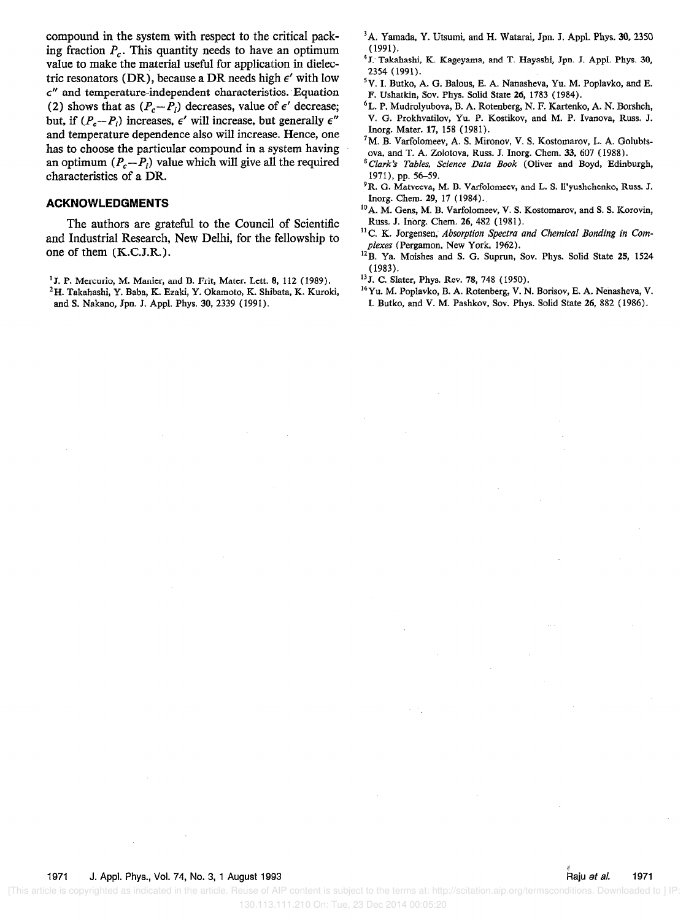compound in the system with respect to the critical packing fraction $P_c$. This quantity needs to have an optimum value to make the material useful for application in dielectric resonators (DR), because a DR needs high $\epsilon'$ with low $\epsilon''$ and temperature-independent characteristics. Equation (2) shows that as $(P_c - P_i)$ decreases, value of $\epsilon'$ decrease; but, if $(P_c - P_i)$ increases, $\epsilon'$ will increase, but generally $\epsilon''$ and temperature dependence also will increase. Hence, one has to choose the particular compound in a system having an optimum $(P_c - P_i)$ value which will give all the required characteristics of a DR.

## ACKNOWLEDGMENTS

The authors are grateful to the Council of Scientific and Industrial Research, New Delhi, for the fellowship to one of them (K.C.J.R.).

[1] J. P. Mercurio, M. Manier, and B. Frit, Mater. Lett. **8**, 112 (1989).

[2] H. Takahashi, Y. Baba, K. Ezaki, Y. Okamoto, K. Shibata, K. Kuroki, and S. Nakano, Jpn. J. Appl. Phys. **30**, 2339 (1991).

[3] A. Yamada, Y. Utsumi, and H. Watarai, Jpn. J. Appl. Phys. **30**, 2350 (1991).

[4] J. Takahashi, K. Kageyama, and T. Hayashi, Jpn. J. Appl. Phys. **30**, 2354 (1991).

[5] V. I. Butko, A. G. Balous, E. A. Nanasheva, Yu. M. Poplavko, and E. F. Ushatkin, Sov. Phys. Solid State **26**, 1783 (1984).

[6] L. P. Mudrolyubova, B. A. Rotenberg, N. F. Kartenko, A. N. Borshch, V. G. Prokhvatilov, Yu. P. Kostikov, and M. P. Ivanova, Russ. J. Inorg. Mater. **17**, 158 (1981).

[7] M. B. Varfolomeev, A. S. Mironov, V. S. Kostomarov, L. A. Golubtsova, and T. A. Zolotova, Russ. J. Inorg. Chem. **33**, 607 (1988).

[8] *Clark's Tables, Science Data Book* (Oliver and Boyd, Edinburgh, 1971), pp. 56–59.

[9] R. G. Matveeva, M. B. Varfolomeev, and L. S. Il'yushchenko, Russ. J. Inorg. Chem. **29**, 17 (1984).

[10] A. M. Gens, M. B. Varfolomeev, V. S. Kostomarov, and S. S. Korovin, Russ. J. Inorg. Chem. **26**, 482 (1981).

[11] C. K. Jorgensen, *Absorption Spectra and Chemical Bonding in Complexes* (Pergamon, New York, 1962).

[12] B. Ya. Moishes and S. G. Suprun, Sov. Phys. Solid State **25**, 1524 (1983).

[13] J. C. Slater, Phys. Rev. **78**, 748 (1950).

[14] Yu. M. Poplavko, B. A. Rotenberg, V. N. Borisov, E. A. Nenasheva, V. I. Butko, and V. M. Pashkov, Sov. Phys. Solid State **26**, 882 (1986).